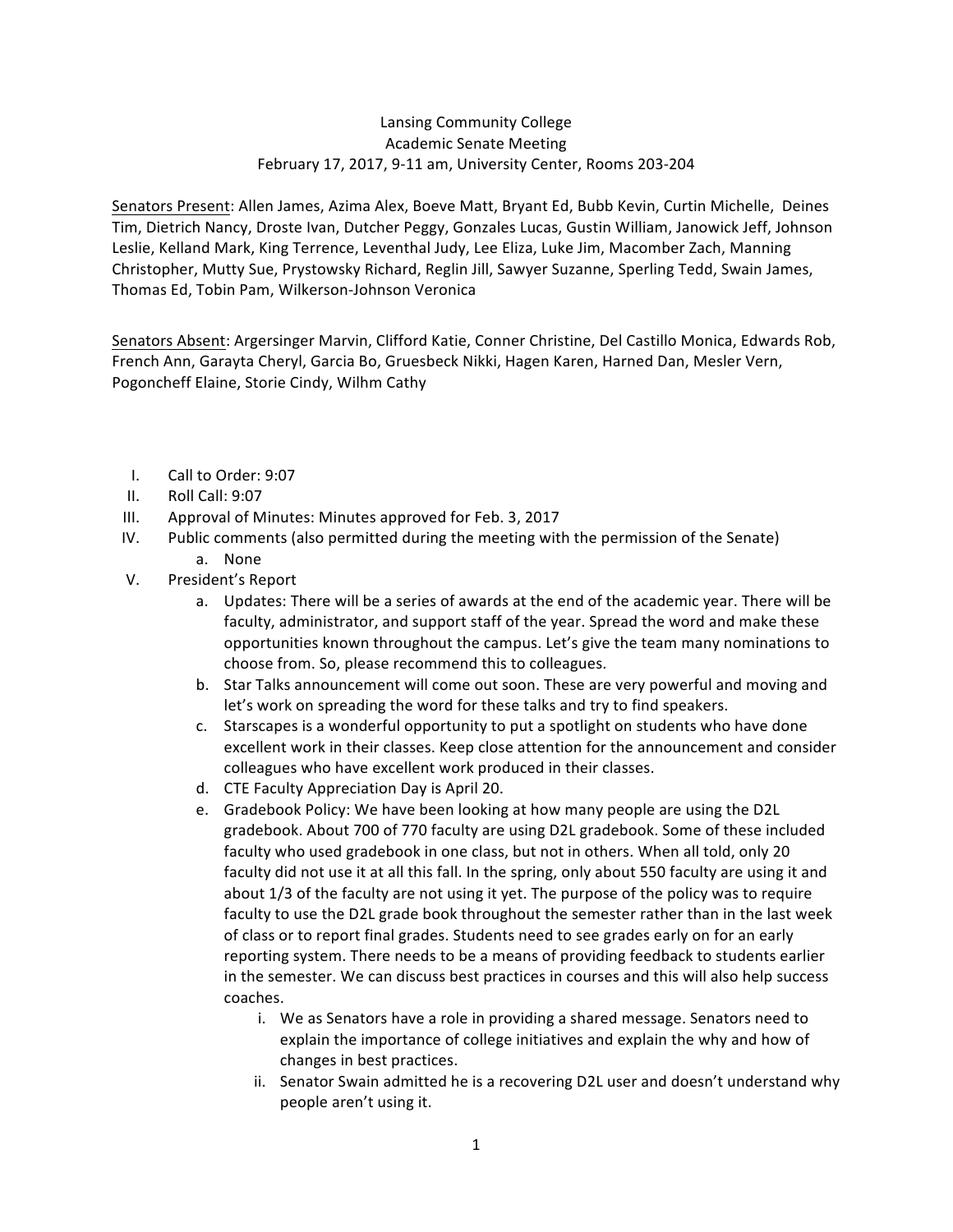Lansing Community College
Academic Senate Meeting
February 17, 2017, 9-11 am, University Center, Rooms 203-204

Senators Present: Allen James, Azima Alex, Boeve Matt, Bryant Ed, Bubb Kevin, Curtin Michelle, Deines Tim, Dietrich Nancy, Droste Ivan, Dutcher Peggy, Gonzales Lucas, Gustin William, Janowick Jeff, Johnson Leslie, Kelland Mark, King Terrence, Leventhal Judy, Lee Eliza, Luke Jim, Macomber Zach, Manning Christopher, Mutty Sue, Prystowsky Richard, Reglin Jill, Sawyer Suzanne, Sperling Tedd, Swain James, Thomas Ed, Tobin Pam, Wilkerson-Johnson Veronica

Senators Absent: Argersinger Marvin, Clifford Katie, Conner Christine, Del Castillo Monica, Edwards Rob, French Ann, Garayta Cheryl, Garcia Bo, Gruesbeck Nikki, Hagen Karen, Harned Dan, Mesler Vern, Pogoncheff Elaine, Storie Cindy, Wilhm Cathy

I. Call to Order: 9:07
II. Roll Call: 9:07
III. Approval of Minutes: Minutes approved for Feb. 3, 2017
IV. Public comments (also permitted during the meeting with the permission of the Senate)
   a. None
V. President's Report
   a. Updates: There will be a series of awards at the end of the academic year. There will be faculty, administrator, and support staff of the year. Spread the word and make these opportunities known throughout the campus. Let's give the team many nominations to choose from. So, please recommend this to colleagues.
   b. Star Talks announcement will come out soon. These are very powerful and moving and let's work on spreading the word for these talks and try to find speakers.
   c. Starscapes is a wonderful opportunity to put a spotlight on students who have done excellent work in their classes. Keep close attention for the announcement and consider colleagues who have excellent work produced in their classes.
   d. CTE Faculty Appreciation Day is April 20.
   e. Gradebook Policy: We have been looking at how many people are using the D2L gradebook. About 700 of 770 faculty are using D2L gradebook. Some of these included faculty who used gradebook in one class, but not in others. When all told, only 20 faculty did not use it at all this fall. In the spring, only about 550 faculty are using it and about 1/3 of the faculty are not using it yet. The purpose of the policy was to require faculty to use the D2L grade book throughout the semester rather than in the last week of class or to report final grades. Students need to see grades early on for an early reporting system. There needs to be a means of providing feedback to students earlier in the semester. We can discuss best practices in courses and this will also help success coaches.
      i. We as Senators have a role in providing a shared message. Senators need to explain the importance of college initiatives and explain the why and how of changes in best practices.
      ii. Senator Swain admitted he is a recovering D2L user and doesn't understand why people aren't using it.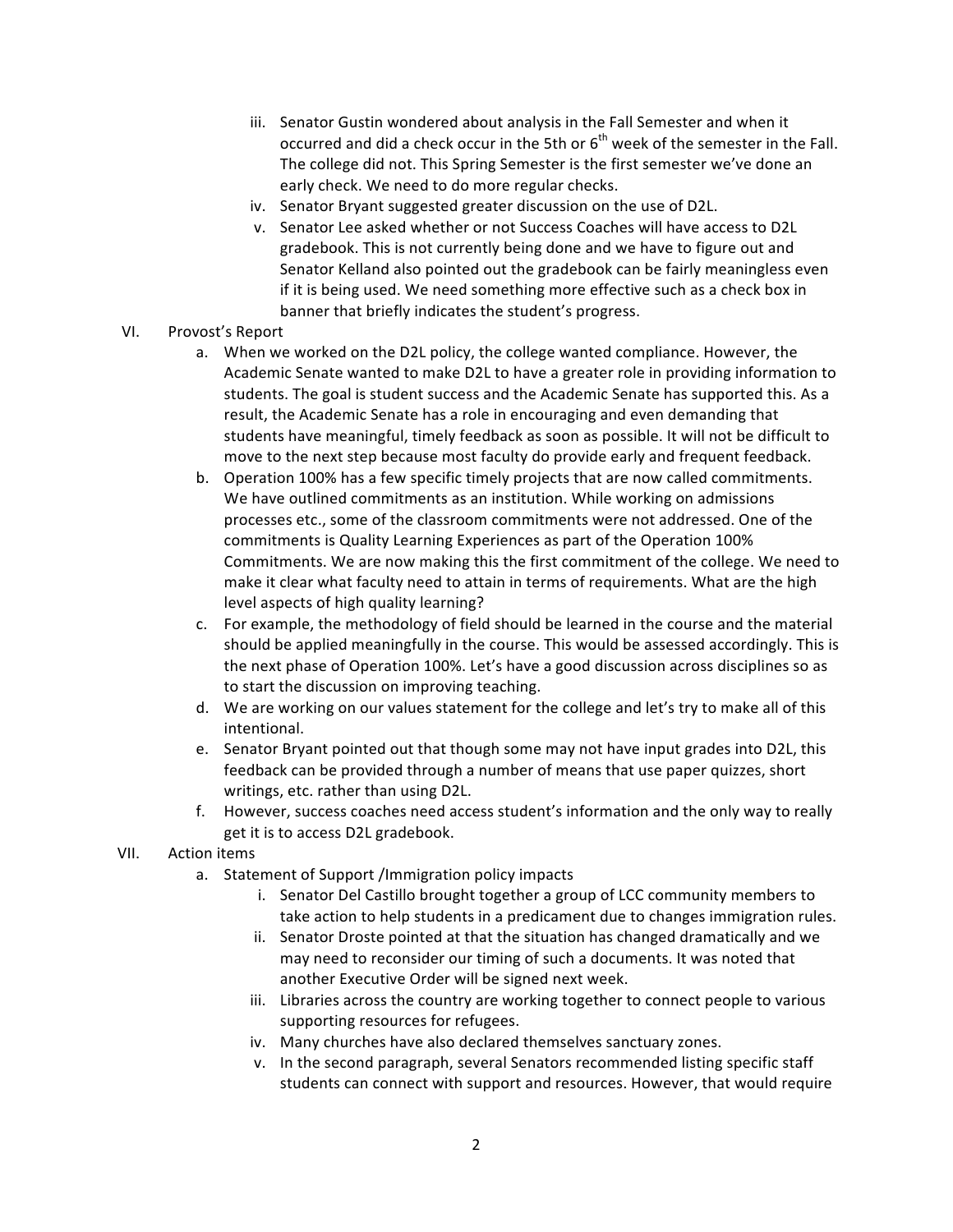iii. Senator Gustin wondered about analysis in the Fall Semester and when it occurred and did a check occur in the 5th or 6th week of the semester in the Fall. The college did not. This Spring Semester is the first semester we've done an early check. We need to do more regular checks.

iv. Senator Bryant suggested greater discussion on the use of D2L.

v. Senator Lee asked whether or not Success Coaches will have access to D2L gradebook. This is not currently being done and we have to figure out and Senator Kelland also pointed out the gradebook can be fairly meaningless even if it is being used. We need something more effective such as a check box in banner that briefly indicates the student's progress.

VI. Provost's Report

a. When we worked on the D2L policy, the college wanted compliance. However, the Academic Senate wanted to make D2L to have a greater role in providing information to students. The goal is student success and the Academic Senate has supported this. As a result, the Academic Senate has a role in encouraging and even demanding that students have meaningful, timely feedback as soon as possible. It will not be difficult to move to the next step because most faculty do provide early and frequent feedback.

b. Operation 100% has a few specific timely projects that are now called commitments. We have outlined commitments as an institution. While working on admissions processes etc., some of the classroom commitments were not addressed. One of the commitments is Quality Learning Experiences as part of the Operation 100% Commitments. We are now making this the first commitment of the college. We need to make it clear what faculty need to attain in terms of requirements. What are the high level aspects of high quality learning?

c. For example, the methodology of field should be learned in the course and the material should be applied meaningfully in the course. This would be assessed accordingly. This is the next phase of Operation 100%. Let's have a good discussion across disciplines so as to start the discussion on improving teaching.

d. We are working on our values statement for the college and let's try to make all of this intentional.

e. Senator Bryant pointed out that though some may not have input grades into D2L, this feedback can be provided through a number of means that use paper quizzes, short writings, etc. rather than using D2L.

f. However, success coaches need access student's information and the only way to really get it is to access D2L gradebook.

VII. Action items

a. Statement of Support /Immigration policy impacts

i. Senator Del Castillo brought together a group of LCC community members to take action to help students in a predicament due to changes immigration rules.

ii. Senator Droste pointed at that the situation has changed dramatically and we may need to reconsider our timing of such a documents. It was noted that another Executive Order will be signed next week.

iii. Libraries across the country are working together to connect people to various supporting resources for refugees.

iv. Many churches have also declared themselves sanctuary zones.

v. In the second paragraph, several Senators recommended listing specific staff students can connect with support and resources. However, that would require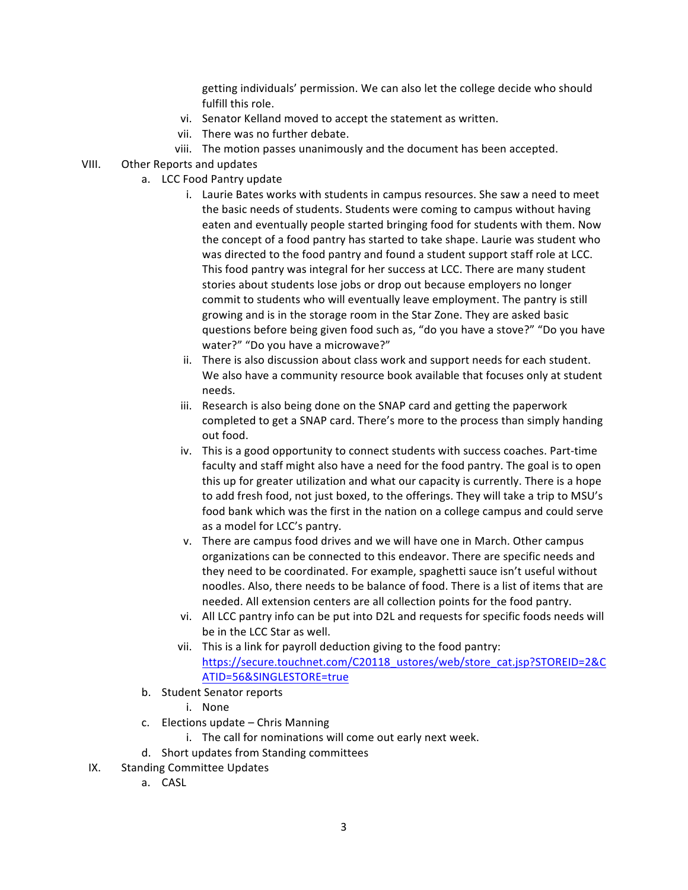getting individuals' permission. We can also let the college decide who should fulfill this role.

vi. Senator Kelland moved to accept the statement as written.

vii. There was no further debate.

viii. The motion passes unanimously and the document has been accepted.

VIII. Other Reports and updates

a. LCC Food Pantry update

i. Laurie Bates works with students in campus resources. She saw a need to meet the basic needs of students. Students were coming to campus without having eaten and eventually people started bringing food for students with them. Now the concept of a food pantry has started to take shape. Laurie was student who was directed to the food pantry and found a student support staff role at LCC. This food pantry was integral for her success at LCC. There are many student stories about students lose jobs or drop out because employers no longer commit to students who will eventually leave employment. The pantry is still growing and is in the storage room in the Star Zone. They are asked basic questions before being given food such as, "do you have a stove?" "Do you have water?" "Do you have a microwave?"

ii. There is also discussion about class work and support needs for each student. We also have a community resource book available that focuses only at student needs.

iii. Research is also being done on the SNAP card and getting the paperwork completed to get a SNAP card. There's more to the process than simply handing out food.

iv. This is a good opportunity to connect students with success coaches. Part-time faculty and staff might also have a need for the food pantry. The goal is to open this up for greater utilization and what our capacity is currently. There is a hope to add fresh food, not just boxed, to the offerings. They will take a trip to MSU's food bank which was the first in the nation on a college campus and could serve as a model for LCC's pantry.

v. There are campus food drives and we will have one in March. Other campus organizations can be connected to this endeavor. There are specific needs and they need to be coordinated. For example, spaghetti sauce isn't useful without noodles. Also, there needs to be balance of food. There is a list of items that are needed. All extension centers are all collection points for the food pantry.

vi. All LCC pantry info can be put into D2L and requests for specific foods needs will be in the LCC Star as well.

vii. This is a link for payroll deduction giving to the food pantry: https://secure.touchnet.com/C20118_ustores/web/store_cat.jsp?STOREID=2&CATID=56&SINGLESTORE=true

b. Student Senator reports

i. None

c. Elections update – Chris Manning

i. The call for nominations will come out early next week.

d. Short updates from Standing committees

IX. Standing Committee Updates

a. CASL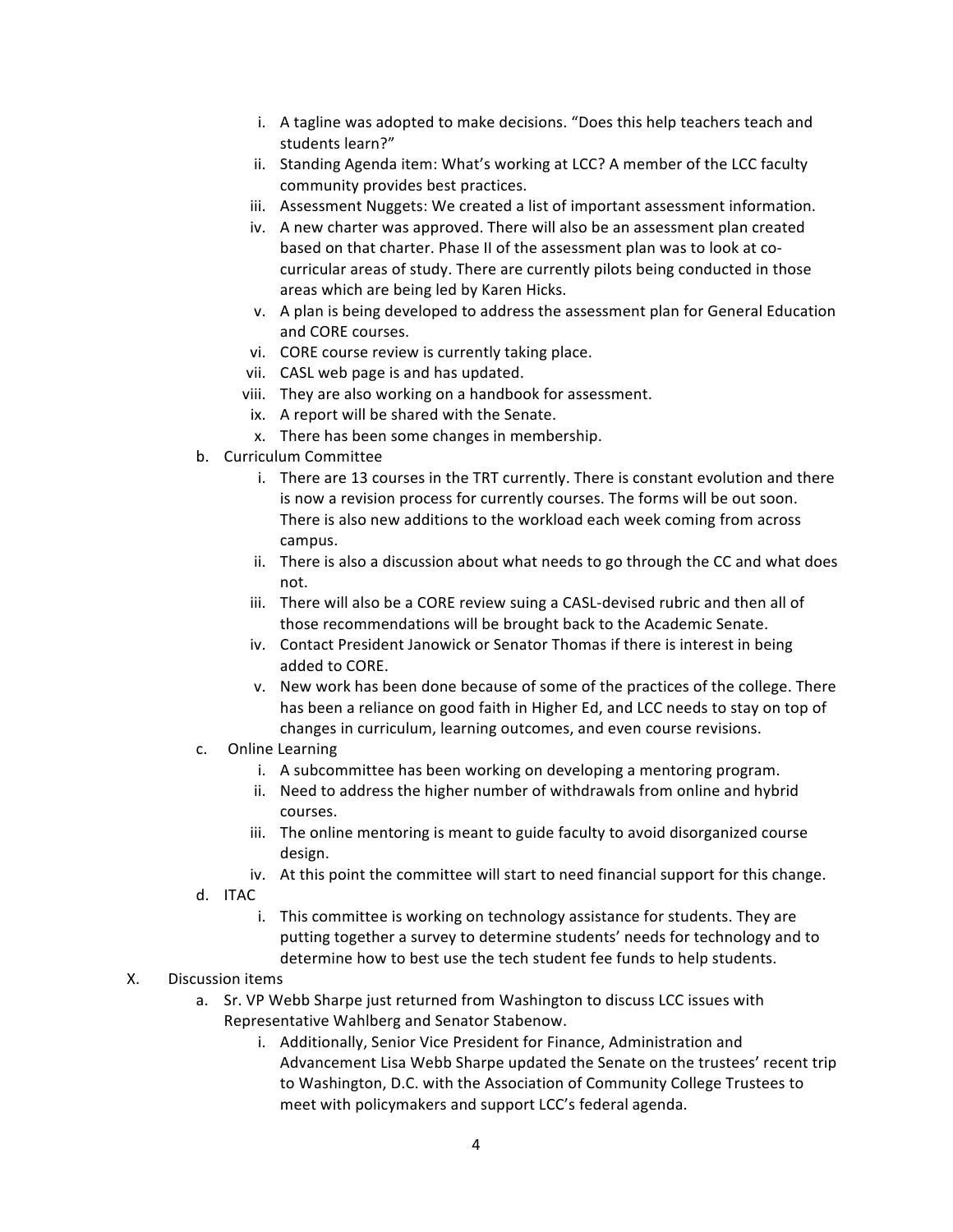i. A tagline was adopted to make decisions. "Does this help teachers teach and students learn?"
   ii. Standing Agenda item: What's working at LCC? A member of the LCC faculty community provides best practices.
   iii. Assessment Nuggets: We created a list of important assessment information.
   iv. A new charter was approved. There will also be an assessment plan created based on that charter. Phase II of the assessment plan was to look at co-curricular areas of study. There are currently pilots being conducted in those areas which are being led by Karen Hicks.
   v. A plan is being developed to address the assessment plan for General Education and CORE courses.
   vi. CORE course review is currently taking place.
   vii. CASL web page is and has updated.
   viii. They are also working on a handbook for assessment.
   ix. A report will be shared with the Senate.
   x. There has been some changes in membership.

b. Curriculum Committee
   i. There are 13 courses in the TRT currently. There is constant evolution and there is now a revision process for currently courses. The forms will be out soon. There is also new additions to the workload each week coming from across campus.
   ii. There is also a discussion about what needs to go through the CC and what does not.
   iii. There will also be a CORE review suing a CASL-devised rubric and then all of those recommendations will be brought back to the Academic Senate.
   iv. Contact President Janowick or Senator Thomas if there is interest in being added to CORE.
   v. New work has been done because of some of the practices of the college. There has been a reliance on good faith in Higher Ed, and LCC needs to stay on top of changes in curriculum, learning outcomes, and even course revisions.

c. Online Learning
   i. A subcommittee has been working on developing a mentoring program.
   ii. Need to address the higher number of withdrawals from online and hybrid courses.
   iii. The online mentoring is meant to guide faculty to avoid disorganized course design.
   iv. At this point the committee will start to need financial support for this change.

d. ITAC
   i. This committee is working on technology assistance for students. They are putting together a survey to determine students' needs for technology and to determine how to best use the tech student fee funds to help students.

X. Discussion items

a. Sr. VP Webb Sharpe just returned from Washington to discuss LCC issues with Representative Wahlberg and Senator Stabenow.
   i. Additionally, Senior Vice President for Finance, Administration and Advancement Lisa Webb Sharpe updated the Senate on the trustees' recent trip to Washington, D.C. with the Association of Community College Trustees to meet with policymakers and support LCC's federal agenda.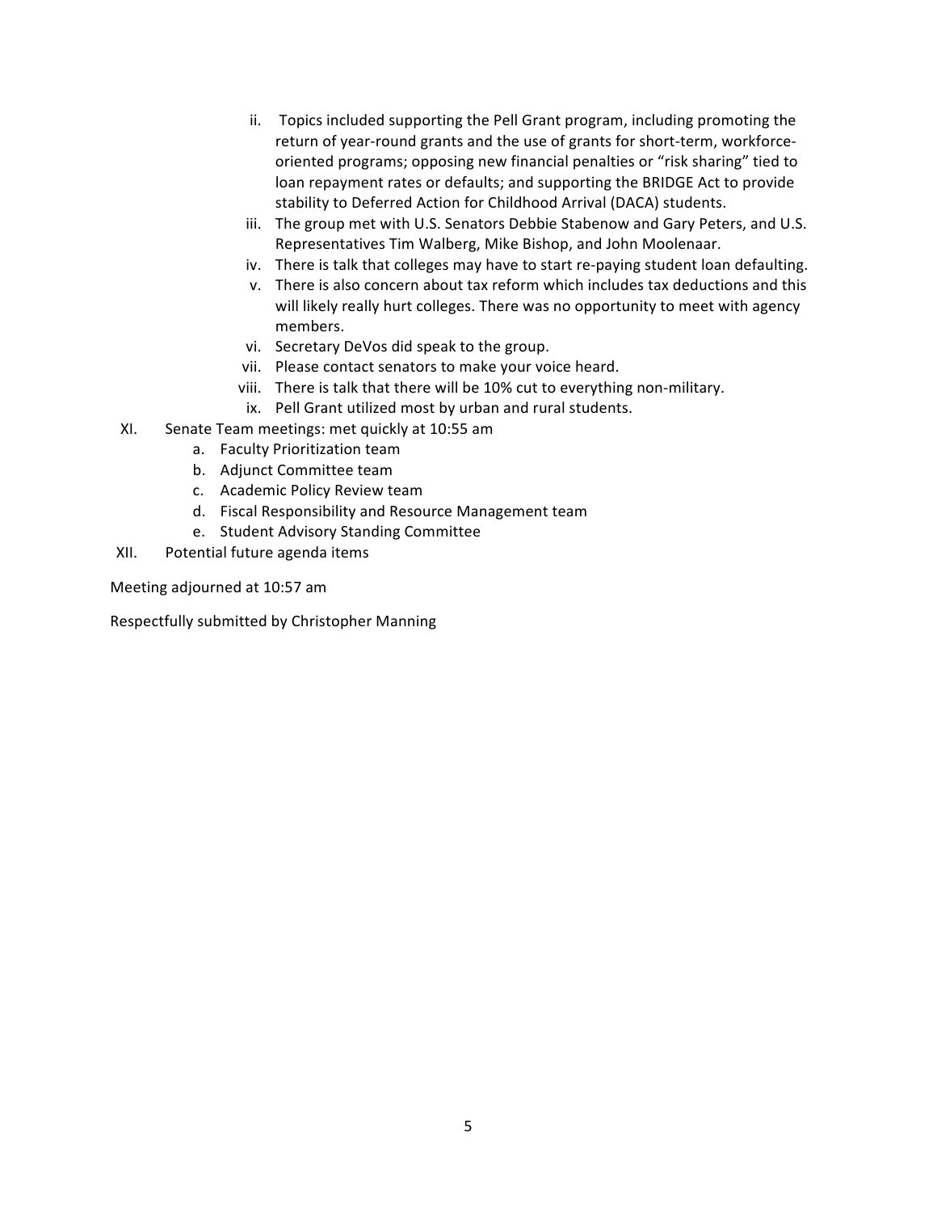ii. Topics included supporting the Pell Grant program, including promoting the return of year-round grants and the use of grants for short-term, workforce-oriented programs; opposing new financial penalties or "risk sharing" tied to loan repayment rates or defaults; and supporting the BRIDGE Act to provide stability to Deferred Action for Childhood Arrival (DACA) students.

iii. The group met with U.S. Senators Debbie Stabenow and Gary Peters, and U.S. Representatives Tim Walberg, Mike Bishop, and John Moolenaar.

iv. There is talk that colleges may have to start re-paying student loan defaulting.

v. There is also concern about tax reform which includes tax deductions and this will likely really hurt colleges. There was no opportunity to meet with agency members.

vi. Secretary DeVos did speak to the group.

vii. Please contact senators to make your voice heard.

viii. There is talk that there will be 10% cut to everything non-military.

ix. Pell Grant utilized most by urban and rural students.

XI. Senate Team meetings: met quickly at 10:55 am

a. Faculty Prioritization team

b. Adjunct Committee team

c. Academic Policy Review team

d. Fiscal Responsibility and Resource Management team

e. Student Advisory Standing Committee

XII. Potential future agenda items

Meeting adjourned at 10:57 am

Respectfully submitted by Christopher Manning